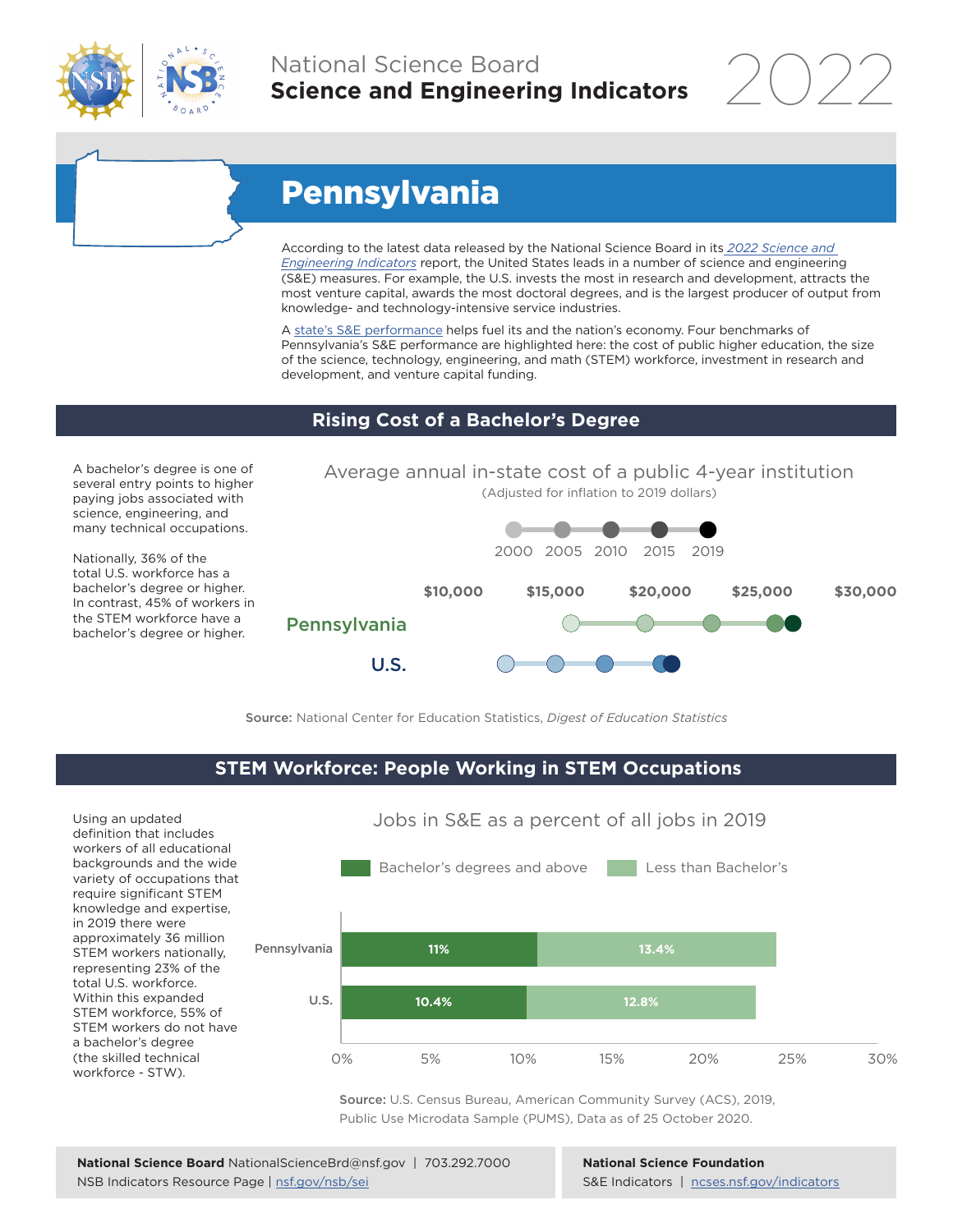National Science Board
**Science and Engineering Indicators** 2022

# Pennsylvania

According to the latest data released by the National Science Board in its *2022 Science and Engineering Indicators* report, the United States leads in a number of science and engineering (S&E) measures. For example, the U.S. invests the most in research and development, attracts the most venture capital, awards the most doctoral degrees, and is the largest producer of output from knowledge- and technology-intensive service industries.

A state's S&E performance helps fuel its and the nation's economy. Four benchmarks of Pennsylvania's S&E performance are highlighted here: the cost of public higher education, the size of the science, technology, engineering, and math (STEM) workforce, investment in research and development, and venture capital funding.

## Rising Cost of a Bachelor's Degree

A bachelor's degree is one of several entry points to higher paying jobs associated with science, engineering, and many technical occupations.

Nationally, 36% of the total U.S. workforce has a bachelor's degree or higher. In contrast, 45% of workers in the STEM workforce have a bachelor's degree or higher.

**Average annual in-state cost of a public 4-year institution**
(Adjusted for inflation to 2019 dollars)

Years shown: 2000, 2005, 2010, 2015, 2019

Axis: $10,000 | $15,000 | $20,000 | $25,000 | $30,000

Series: Pennsylvania, U.S.

**Source:** National Center for Education Statistics, *Digest of Education Statistics*

## STEM Workforce: People Working in STEM Occupations

Using an updated definition that includes workers of all educational backgrounds and the wide variety of occupations that require significant STEM knowledge and expertise, in 2019 there were approximately 36 million STEM workers nationally, representing 23% of the total U.S. workforce. Within this expanded STEM workforce, 55% of STEM workers do not have a bachelor's degree (the skilled technical workforce - STW).

**Jobs in S&E as a percent of all jobs in 2019**

| | Bachelor's degrees and above | Less than Bachelor's |
|---|---|---|
| Pennsylvania | 11% | 13.4% |
| U.S. | 10.4% | 12.8% |

**Source:** U.S. Census Bureau, American Community Survey (ACS), 2019, Public Use Microdata Sample (PUMS), Data as of 25 October 2020.

**National Science Board** NationalScienceBrd@nsf.gov | 703.292.7000
NSB Indicators Resource Page | nsf.gov/nsb/sei

**National Science Foundation**
S&E Indicators | ncses.nsf.gov/indicators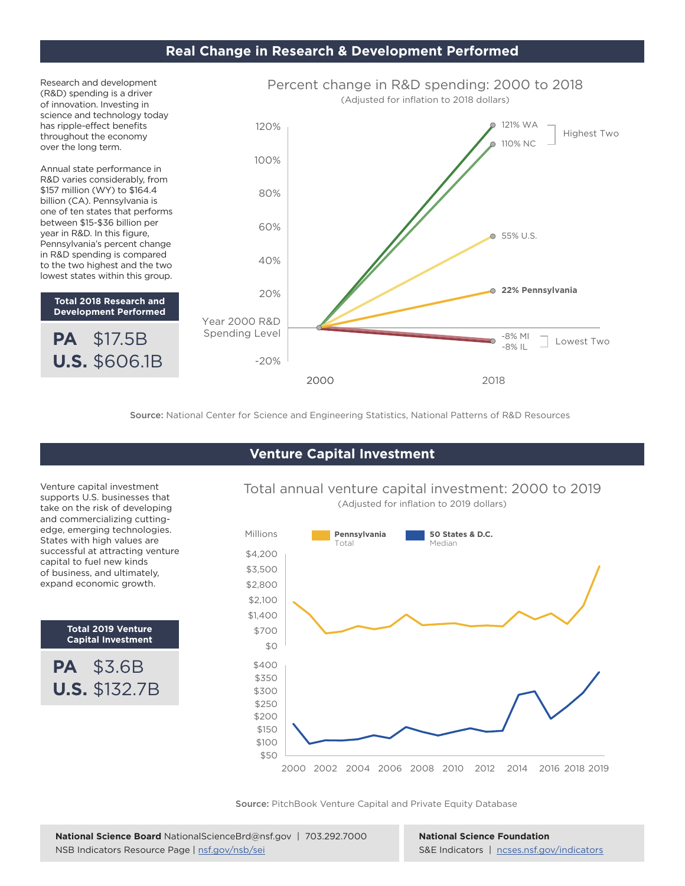## Real Change in Research & Development Performed

Research and development (R&D) spending is a driver of innovation. Investing in science and technology today has ripple-effect benefits throughout the economy over the long term.

Annual state performance in R&D varies considerably, from $157 million (WY) to $164.4 billion (CA). Pennsylvania is one of ten states that performs between $15-$36 billion per year in R&D. In this figure, Pennsylvania's percent change in R&D spending is compared to the two highest and the two lowest states within this group.

**Total 2018 Research and Development Performed**

**PA** $17.5B
**U.S.** $606.1B

Percent change in R&D spending: 2000 to 2018
(Adjusted for inflation to 2018 dollars)

120%
100%
80%
60%
40%
20%
Year 2000 R&D Spending Level
-20%

2000
2018

121% WA
110% NC
Highest Two
55% U.S.
**22% Pennsylvania**
-8% MI
-8% IL
Lowest Two

**Source:** National Center for Science and Engineering Statistics, National Patterns of R&D Resources

## Venture Capital Investment

Venture capital investment supports U.S. businesses that take on the risk of developing and commercializing cutting-edge, emerging technologies. States with high values are successful at attracting venture capital to fuel new kinds of business, and ultimately, expand economic growth.

**Total 2019 Venture Capital Investment**

**PA** $3.6B
**U.S.** $132.7B

Total annual venture capital investment: 2000 to 2019
(Adjusted for inflation to 2019 dollars)

Millions

**Pennsylvania** Total

**50 States & D.C.** Median

$4,200
$3,500
$2,800
$2,100
$1,400
$700
$0

$400
$350
$300
$250
$200
$150
$100
$50

2000 2002 2004 2006 2008 2010 2012 2014 2016 2018 2019

**Source:** PitchBook Venture Capital and Private Equity Database

**National Science Board** NationalScienceBrd@nsf.gov | 703.292.7000
NSB Indicators Resource Page | nsf.gov/nsb/sei

**National Science Foundation**
S&E Indicators | ncses.nsf.gov/indicators